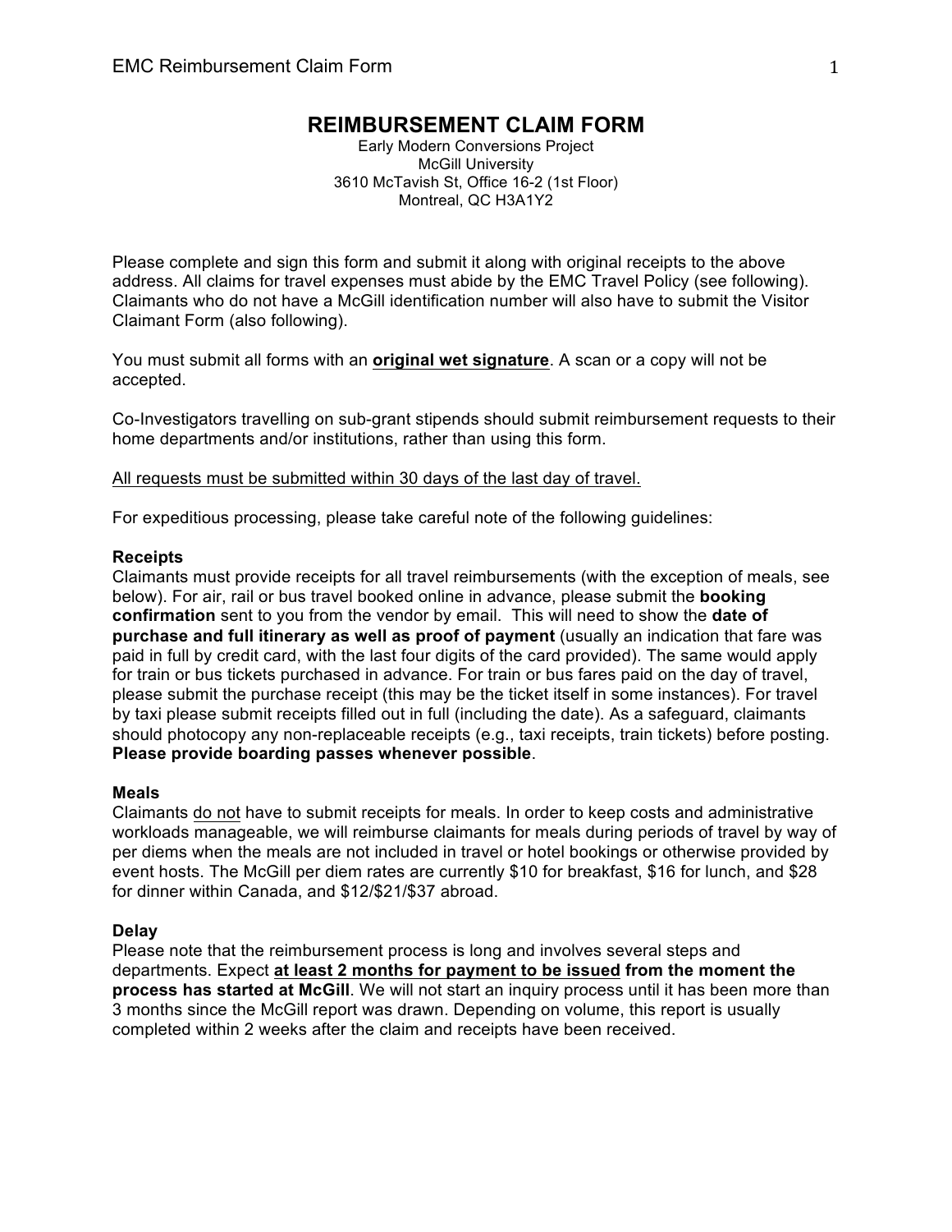# REIMBURSEMENT CLAIM FORM

Early Modern Conversions Project
McGill University
3610 McTavish St, Office 16-2 (1st Floor)
Montreal, QC H3A1Y2

Please complete and sign this form and submit it along with original receipts to the above address. All claims for travel expenses must abide by the EMC Travel Policy (see following). Claimants who do not have a McGill identification number will also have to submit the Visitor Claimant Form (also following).

You must submit all forms with an <u>**original wet signature**</u>. A scan or a copy will not be accepted.

Co-Investigators travelling on sub-grant stipends should submit reimbursement requests to their home departments and/or institutions, rather than using this form.

<u>All requests must be submitted within 30 days of the last day of travel.</u>

For expeditious processing, please take careful note of the following guidelines:

**Receipts**

Claimants must provide receipts for all travel reimbursements (with the exception of meals, see below). For air, rail or bus travel booked online in advance, please submit the **booking confirmation** sent to you from the vendor by email. This will need to show the **date of purchase and full itinerary as well as proof of payment** (usually an indication that fare was paid in full by credit card, with the last four digits of the card provided). The same would apply for train or bus tickets purchased in advance. For train or bus fares paid on the day of travel, please submit the purchase receipt (this may be the ticket itself in some instances). For travel by taxi please submit receipts filled out in full (including the date). As a safeguard, claimants should photocopy any non-replaceable receipts (e.g., taxi receipts, train tickets) before posting. **Please provide boarding passes whenever possible**.

**Meals**

Claimants <u>do not</u> have to submit receipts for meals. In order to keep costs and administrative workloads manageable, we will reimburse claimants for meals during periods of travel by way of per diems when the meals are not included in travel or hotel bookings or otherwise provided by event hosts. The McGill per diem rates are currently $10 for breakfast, $16 for lunch, and $28 for dinner within Canada, and $12/$21/$37 abroad.

**Delay**

Please note that the reimbursement process is long and involves several steps and departments. Expect <u>**at least 2 months for payment to be issued**</u> **from the moment the process has started at McGill**. We will not start an inquiry process until it has been more than 3 months since the McGill report was drawn. Depending on volume, this report is usually completed within 2 weeks after the claim and receipts have been received.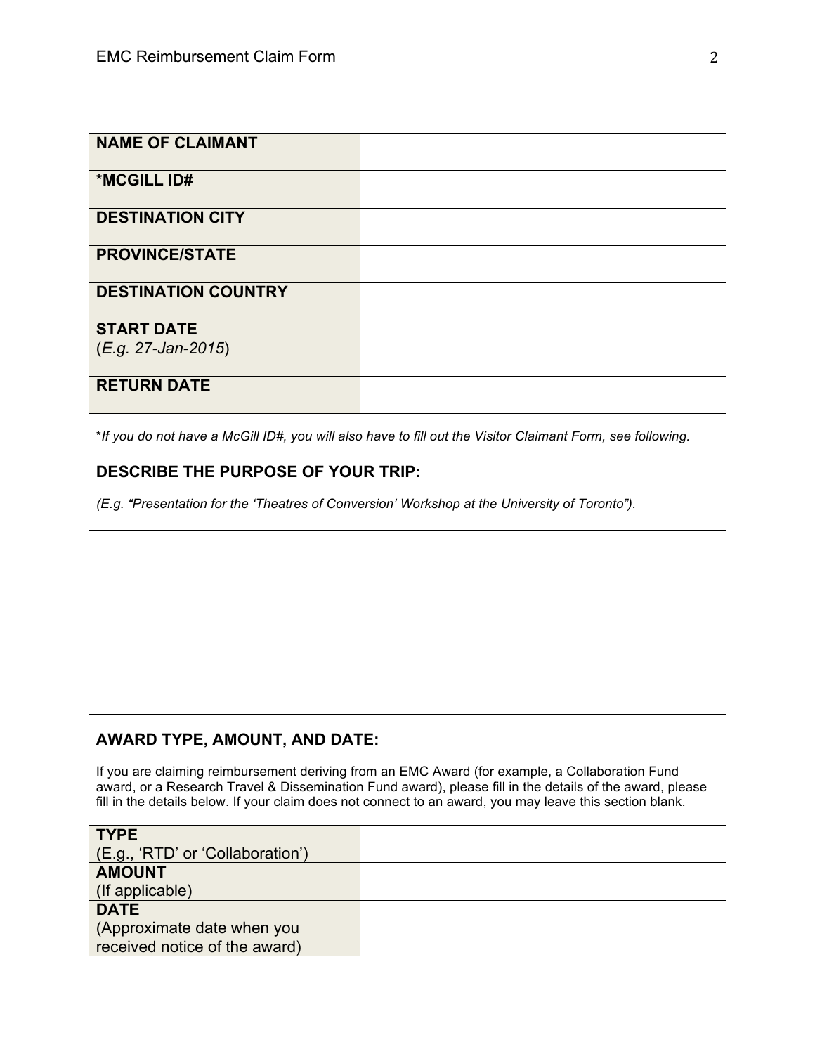| NAME OF CLAIMANT | |
| --- | --- |
| ***MCGILL ID#** | |
| **DESTINATION CITY** | |
| **PROVINCE/STATE** | |
| **DESTINATION COUNTRY** | |
| **START DATE** (*E.g. 27-Jan-2015*) | |
| **RETURN DATE** | |

**If you do not have a McGill ID#, you will also have to fill out the Visitor Claimant Form, see following.*

### DESCRIBE THE PURPOSE OF YOUR TRIP:

*(E.g. "Presentation for the 'Theatres of Conversion' Workshop at the University of Toronto").*

| |
| --- |
| |

### AWARD TYPE, AMOUNT, AND DATE:

If you are claiming reimbursement deriving from an EMC Award (for example, a Collaboration Fund award, or a Research Travel & Dissemination Fund award), please fill in the details of the award, please fill in the details below. If your claim does not connect to an award, you may leave this section blank.

| TYPE (E.g., 'RTD' or 'Collaboration') | |
| --- | --- |
| **AMOUNT** (If applicable) | |
| **DATE** (Approximate date when you received notice of the award) | |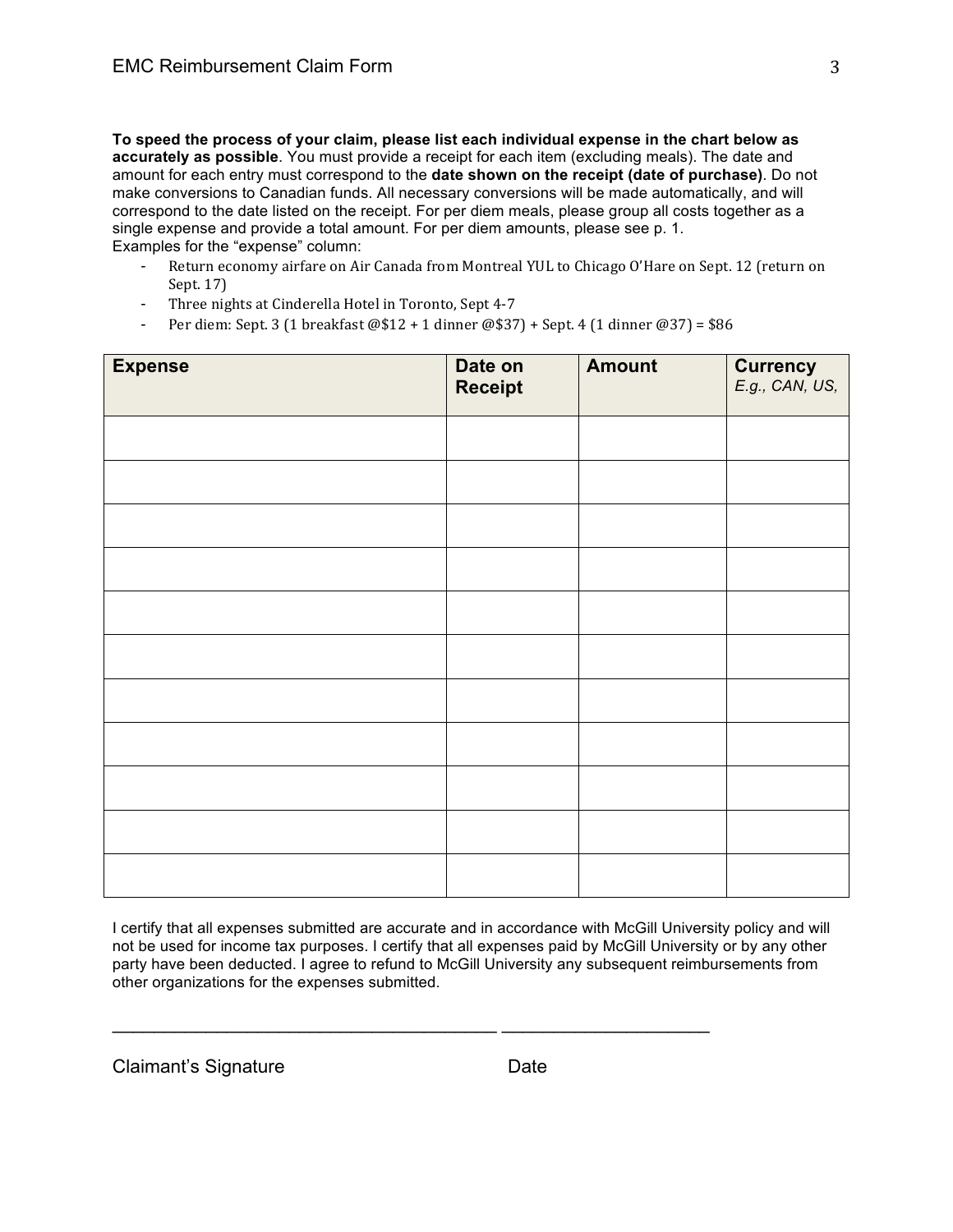**To speed the process of your claim, please list each individual expense in the chart below as accurately as possible**. You must provide a receipt for each item (excluding meals). The date and amount for each entry must correspond to the **date shown on the receipt (date of purchase)**. Do not make conversions to Canadian funds. All necessary conversions will be made automatically, and will correspond to the date listed on the receipt. For per diem meals, please group all costs together as a single expense and provide a total amount. For per diem amounts, please see p. 1.

Examples for the "expense" column:

- Return economy airfare on Air Canada from Montreal YUL to Chicago O'Hare on Sept. 12 (return on Sept. 17)
- Three nights at Cinderella Hotel in Toronto, Sept 4-7
- Per diem: Sept. 3 (1 breakfast @$12 + 1 dinner @$37) + Sept. 4 (1 dinner @37) = $86

| **Expense** | **Date on Receipt** | **Amount** | **Currency** *E.g., CAN, US,* |
|---|---|---|---|
| | | | |
| | | | |
| | | | |
| | | | |
| | | | |
| | | | |
| | | | |
| | | | |
| | | | |
| | | | |
| | | | |

I certify that all expenses submitted are accurate and in accordance with McGill University policy and will not be used for income tax purposes. I certify that all expenses paid by McGill University or by any other party have been deducted. I agree to refund to McGill University any subsequent reimbursements from other organizations for the expenses submitted.

\_\_\_\_\_\_\_\_\_\_\_\_\_\_\_\_\_\_\_\_\_\_\_\_\_\_\_\_\_\_\_\_\_\_\_\_\_\_\_\_ \_\_\_\_\_\_\_\_\_\_\_\_\_\_\_\_\_\_\_\_\_\_\_

Claimant's Signature Date